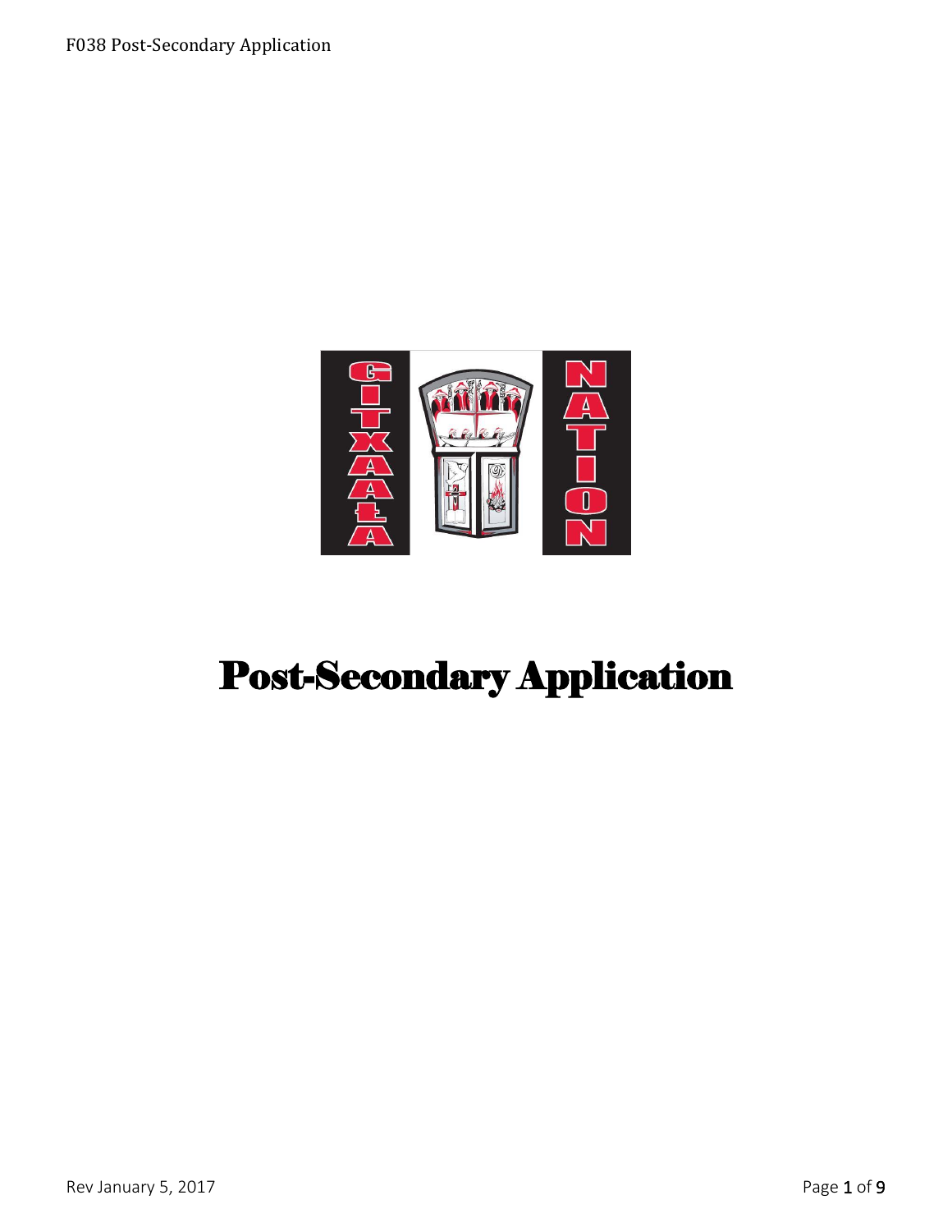# Post-Secondary Application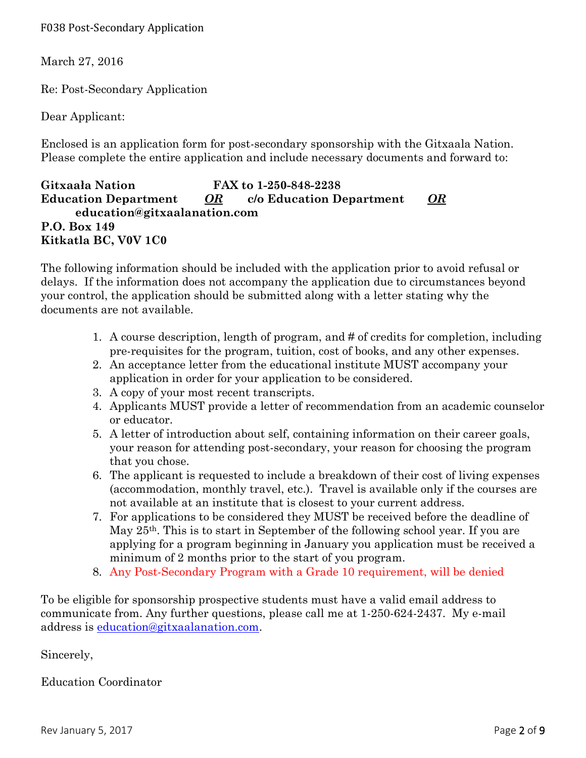March 27, 2016

Re: Post-Secondary Application

Dear Applicant:

Enclosed is an application form for post-secondary sponsorship with the Gitxaala Nation. Please complete the entire application and include necessary documents and forward to:

**Gitxaała Nation**
**Education Department**
**P.O. Box 149**
**Kitkatla BC, V0V 1C0**

***OR***

**FAX to 1-250-848-2238**
**c/o Education Department**

***OR***

**education@gitxaalanation.com**

The following information should be included with the application prior to avoid refusal or delays. If the information does not accompany the application due to circumstances beyond your control, the application should be submitted along with a letter stating why the documents are not available.

1. A course description, length of program, and # of credits for completion, including pre-requisites for the program, tuition, cost of books, and any other expenses.
2. An acceptance letter from the educational institute MUST accompany your application in order for your application to be considered.
3. A copy of your most recent transcripts.
4. Applicants MUST provide a letter of recommendation from an academic counselor or educator.
5. A letter of introduction about self, containing information on their career goals, your reason for attending post-secondary, your reason for choosing the program that you chose.
6. The applicant is requested to include a breakdown of their cost of living expenses (accommodation, monthly travel, etc.). Travel is available only if the courses are not available at an institute that is closest to your current address.
7. For applications to be considered they MUST be received before the deadline of May 25th. This is to start in September of the following school year. If you are applying for a program beginning in January you application must be received a minimum of 2 months prior to the start of you program.
8. Any Post-Secondary Program with a Grade 10 requirement, will be denied

To be eligible for sponsorship prospective students must have a valid email address to communicate from. Any further questions, please call me at 1-250-624-2437. My e-mail address is education@gitxaalanation.com.

Sincerely,

Education Coordinator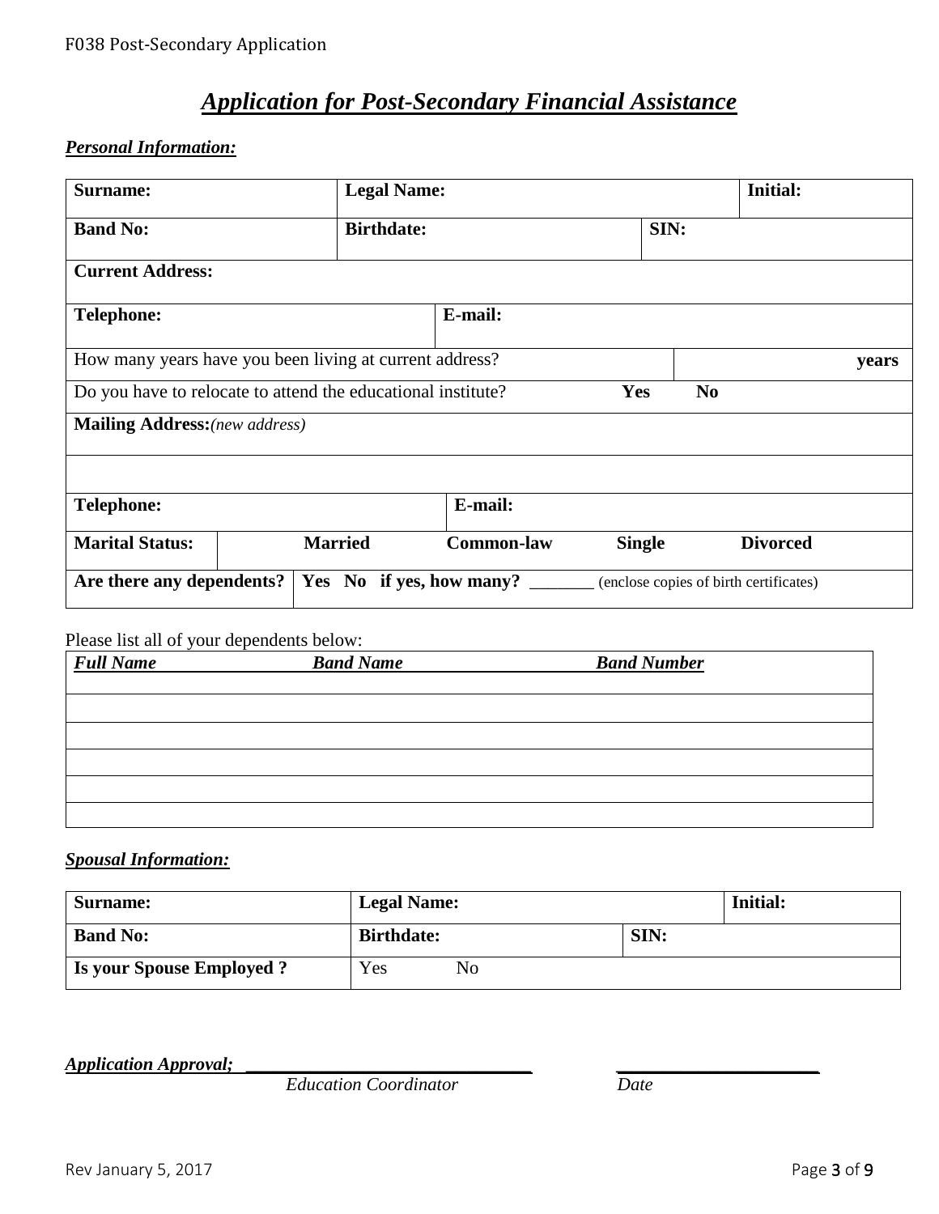# *Application for Post-Secondary Financial Assistance*

***Personal Information:***

| **Surname:** | **Legal Name:** | **Initial:** |
|---|---|---|
| **Band No:** | **Birthdate:** | **SIN:** |
| **Current Address:** | | |
| **Telephone:** | **E-mail:** | |
| How many years have you been living at current address? | | **years** |
| Do you have to relocate to attend the educational institute? | **Yes** **No** | |
| **Mailing Address:** *(new address)* | | |
| | | |
| **Telephone:** | **E-mail:** | |
| **Marital Status:** | **Married** **Common-law** **Single** **Divorced** | |
| **Are there any dependents?** | **Yes No if yes, how many?** _______ (enclose copies of birth certificates) | |

Please list all of your dependents below:

| ***Full Name*** | ***Band Name*** | ***Band Number*** |
|---|---|---|
| | | |
| | | |
| | | |
| | | |
| | | |

***Spousal Information:***

| **Surname:** | **Legal Name:** | **Initial:** |
|---|---|---|
| **Band No:** | **Birthdate:** | **SIN:** |
| **Is your Spouse Employed ?** | Yes No | |

***Application Approval;*** _______________________________ _____________________

*Education Coordinator* *Date*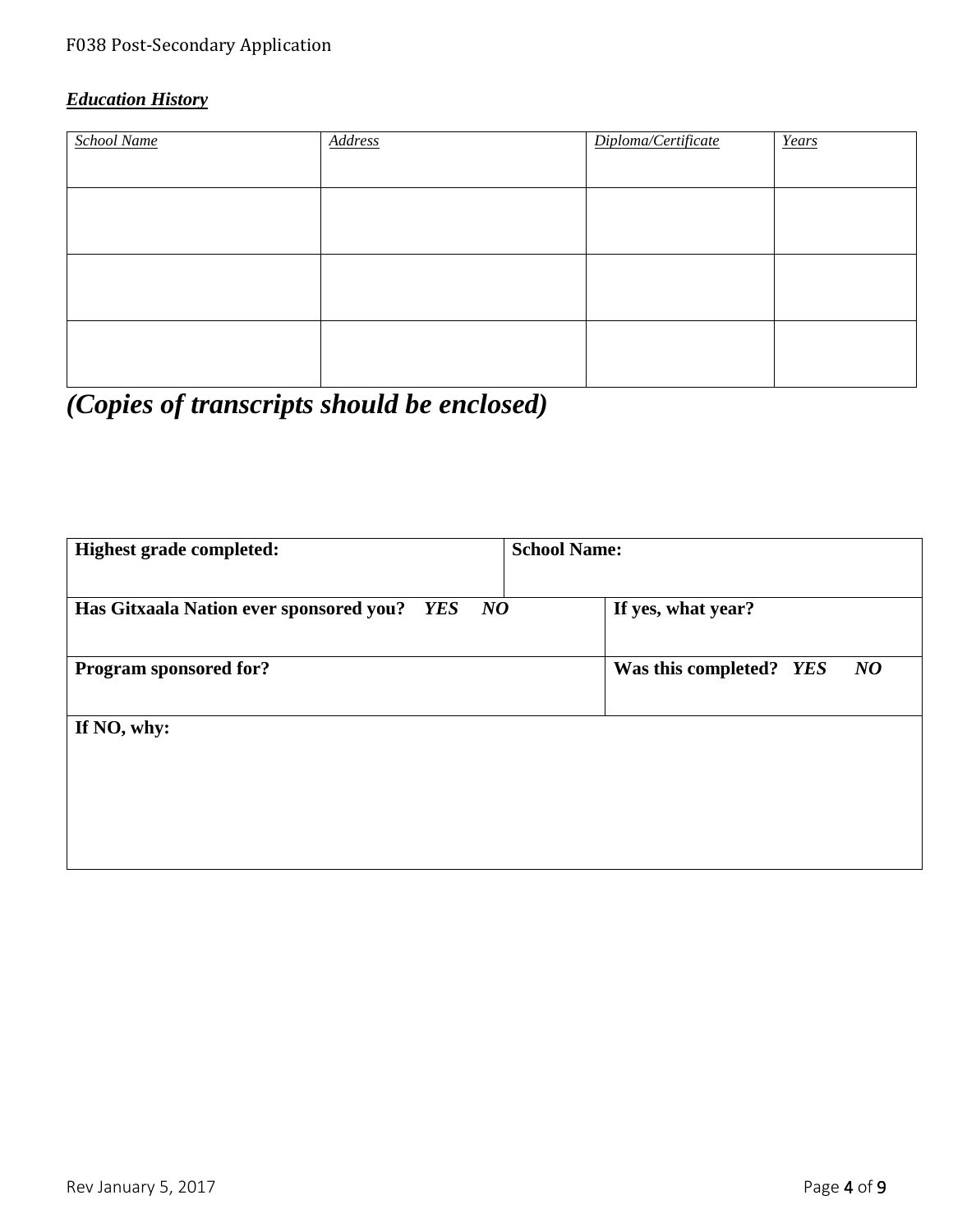***Education History***

| *School Name* | *Address* | *Diploma/Certificate* | *Years* |
|---|---|---|---|
| | | | |
| | | | |
| | | | |

***(Copies of transcripts should be enclosed)***

| **Highest grade completed:** | **School Name:** |
|---|---|
| **Has Gitxaala Nation ever sponsored you?** ***YES NO*** | **If yes, what year?** |
| **Program sponsored for?** | **Was this completed?** ***YES NO*** |
| **If NO, why:** | |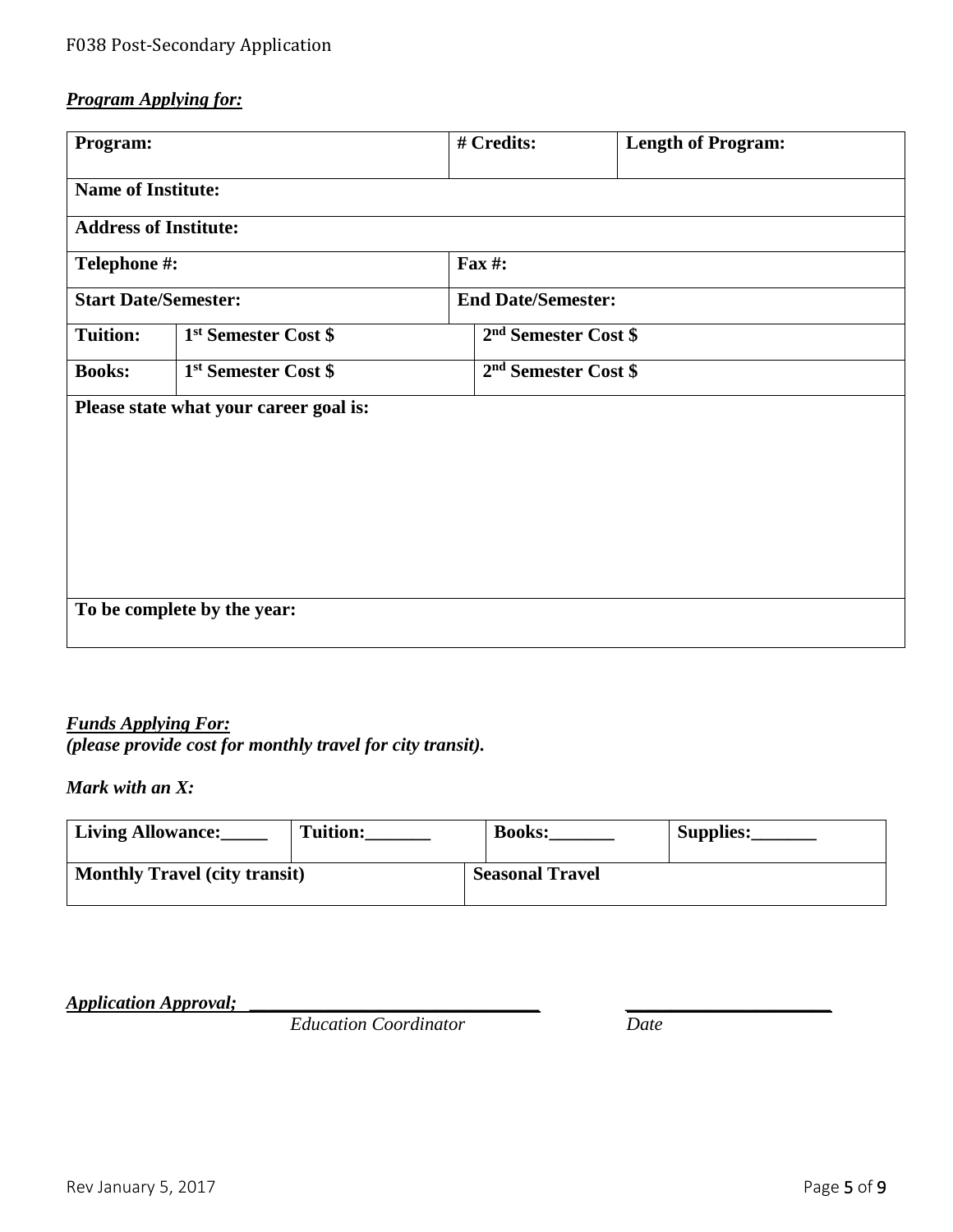***Program Applying for:***

| **Program:** | | **# Credits:** | **Length of Program:** |
|---|---|---|---|
| **Name of Institute:** | | | |
| **Address of Institute:** | | | |
| **Telephone #:** | | **Fax #:** | |
| **Start Date/Semester:** | | **End Date/Semester:** | |
| **Tuition:** | **1st Semester Cost $** | **2nd Semester Cost $** | |
| **Books:** | **1st Semester Cost $** | **2nd Semester Cost $** | |
| **Please state what your career goal is:** | | | |
| **To be complete by the year:** | | | |

***Funds Applying For:***
***(please provide cost for monthly travel for city transit).***

***Mark with an X:***

| **Living Allowance:_____** | **Tuition:_______** | **Books:_______** | **Supplies:_______** |
|---|---|---|---|
| **Monthly Travel (city transit)** | | **Seasonal Travel** | |

***Application Approval;*** _______________________________ _____________________

*Education Coordinator* *Date*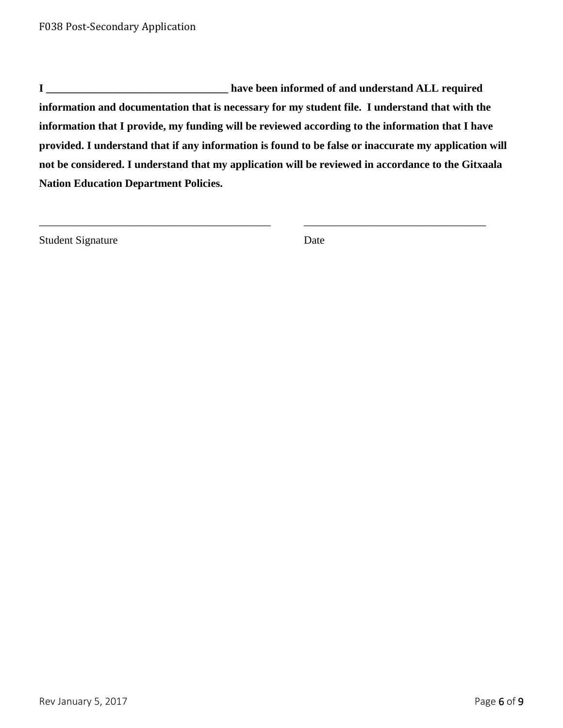**I _________________________________ have been informed of and understand ALL required information and documentation that is necessary for my student file. I understand that with the information that I provide, my funding will be reviewed according to the information that I have provided. I understand that if any information is found to be false or inaccurate my application will not be considered. I understand that my application will be reviewed in accordance to the Gitxaala Nation Education Department Policies.**

____________________________________________ __________________________________

Student Signature Date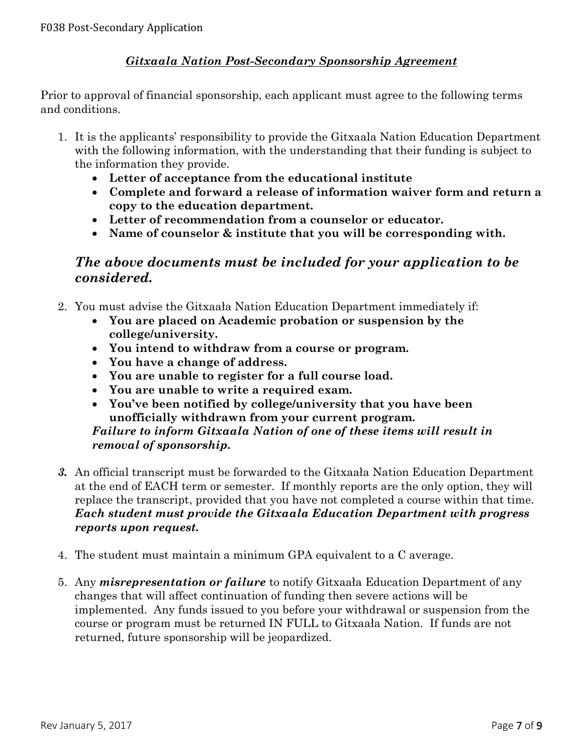## ***Gitxaala Nation Post-Secondary Sponsorship Agreement***

Prior to approval of financial sponsorship, each applicant must agree to the following terms and conditions.

1. It is the applicants' responsibility to provide the Gitxaala Nation Education Department with the following information, with the understanding that their funding is subject to the information they provide.
   - **Letter of acceptance from the educational institute**
   - **Complete and forward a release of information waiver form and return a copy to the education department.**
   - **Letter of recommendation from a counselor or educator.**
   - **Name of counselor & institute that you will be corresponding with.**

   ### ***The above documents must be included for your application to be considered.***

2. You must advise the Gitxaała Nation Education Department immediately if:
   - **You are placed on Academic probation or suspension by the college/university.**
   - **You intend to withdraw from a course or program.**
   - **You have a change of address.**
   - **You are unable to register for a full course load.**
   - **You are unable to write a required exam.**
   - **You've been notified by college/university that you have been unofficially withdrawn from your current program.**

   ***Failure to inform Gitxaala Nation of one of these items will result in removal of sponsorship.***

3. An official transcript must be forwarded to the Gitxaała Nation Education Department at the end of EACH term or semester. If monthly reports are the only option, they will replace the transcript, provided that you have not completed a course within that time. ***Each student must provide the Gitxaala Education Department with progress reports upon request.***

4. The student must maintain a minimum GPA equivalent to a C average.

5. Any ***misrepresentation or failure*** to notify Gitxaała Education Department of any changes that will affect continuation of funding then severe actions will be implemented. Any funds issued to you before your withdrawal or suspension from the course or program must be returned IN FULL to Gitxaała Nation. If funds are not returned, future sponsorship will be jeopardized.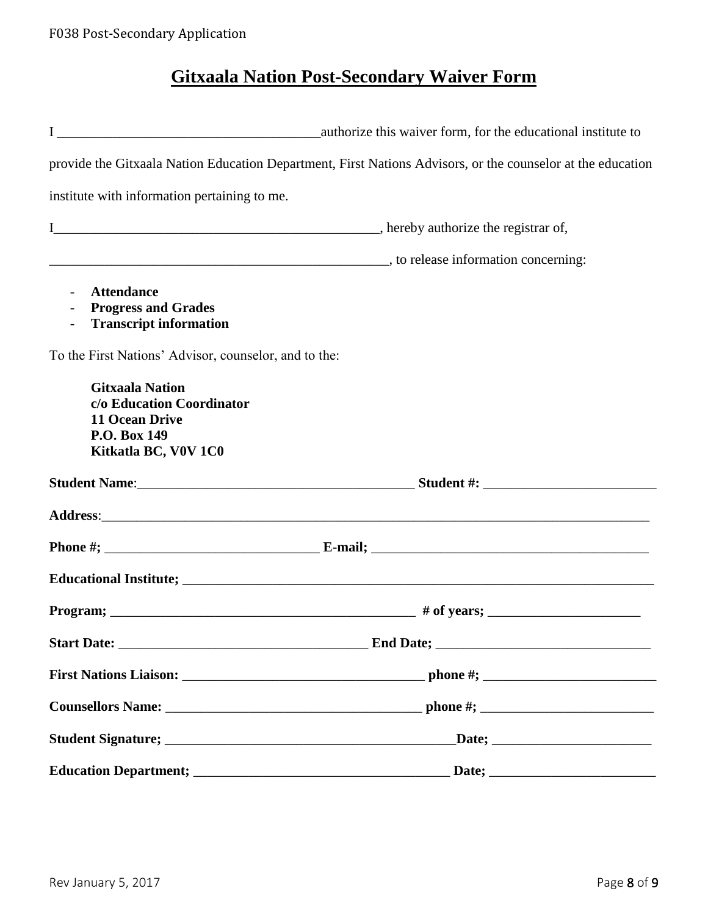# Gitxaala Nation Post-Secondary Waiver Form

I ______________________________________authorize this waiver form, for the educational institute to provide the Gitxaala Nation Education Department, First Nations Advisors, or the counselor at the education institute with information pertaining to me.

I_________________________________________________, hereby authorize the registrar of,

___________________________________________________, to release information concerning:

- **Attendance**
- **Progress and Grades**
- **Transcript information**

To the First Nations' Advisor, counselor, and to the:

**Gitxaala Nation**
**c/o Education Coordinator**
**11 Ocean Drive**
**P.O. Box 149**
**Kitkatla BC, V0V 1C0**

**Student Name**:________________________________________ **Student #:** _________________________

**Address**:________________________________________________________________________________

**Phone #;** _______________________________ **E-mail;** ________________________________________

**Educational Institute;** _____________________________________________________________________

**Program;** ____________________________________________ **# of years;** ______________________

**Start Date:** ___________________________________ **End Date;** ______________________________

**First Nations Liaison:** ___________________________________ **phone #;** ________________________

**Counsellors Name:** _____________________________________ **phone #;** ________________________

**Student Signature;** ___________________________________________**Date;** ______________________

**Education Department;** ____________________________________ **Date;** _______________________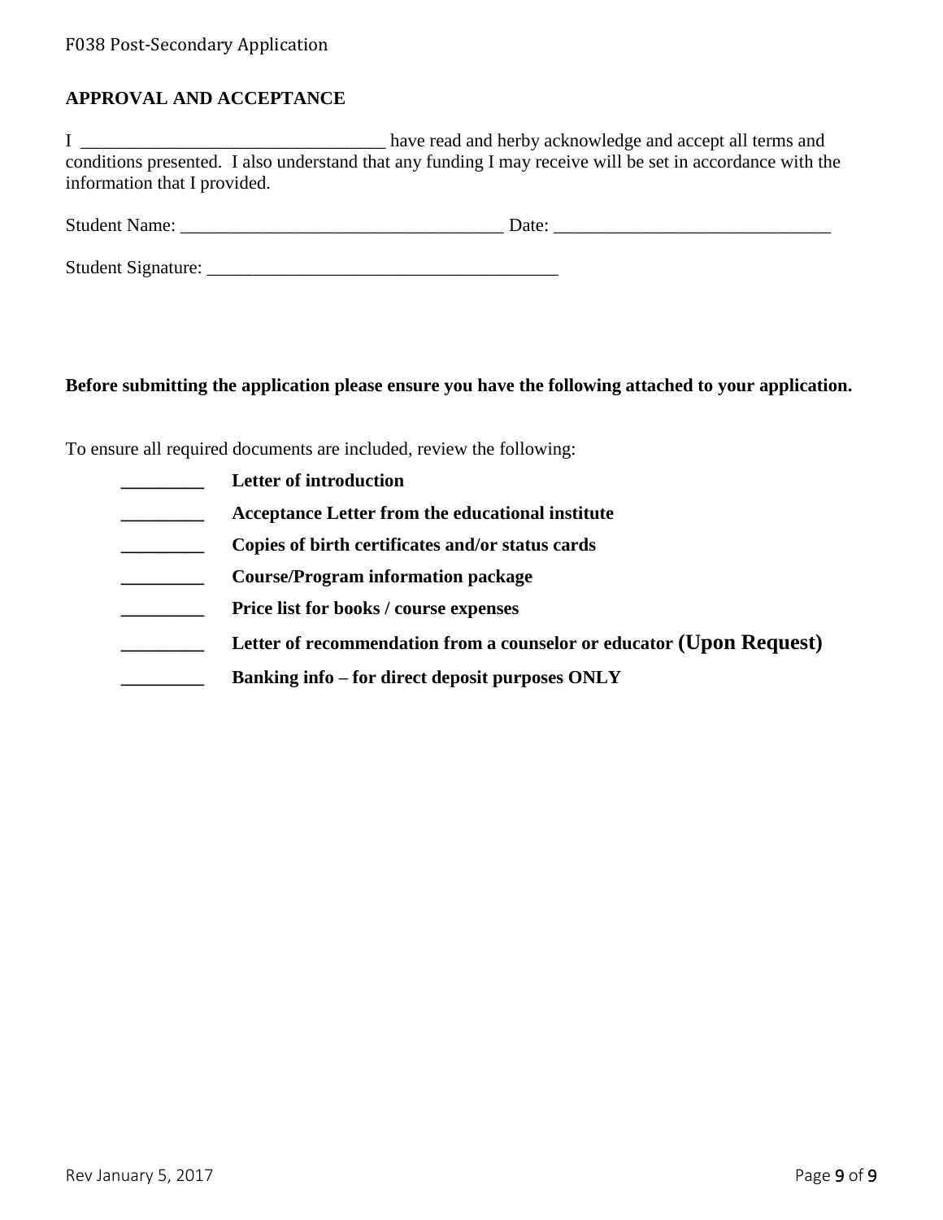## APPROVAL AND ACCEPTANCE

I _________________________________ have read and herby acknowledge and accept all terms and conditions presented. I also understand that any funding I may receive will be set in accordance with the information that I provided.

Student Name: ___________________________________ Date: ______________________________

Student Signature: ______________________________________

**Before submitting the application please ensure you have the following attached to your application.**

To ensure all required documents are included, review the following:

- _________ **Letter of introduction**
- _________ **Acceptance Letter from the educational institute**
- _________ **Copies of birth certificates and/or status cards**
- _________ **Course/Program information package**
- _________ **Price list for books / course expenses**
- _________ **Letter of recommendation from a counselor or educator (Upon Request)**
- _________ **Banking info – for direct deposit purposes ONLY**